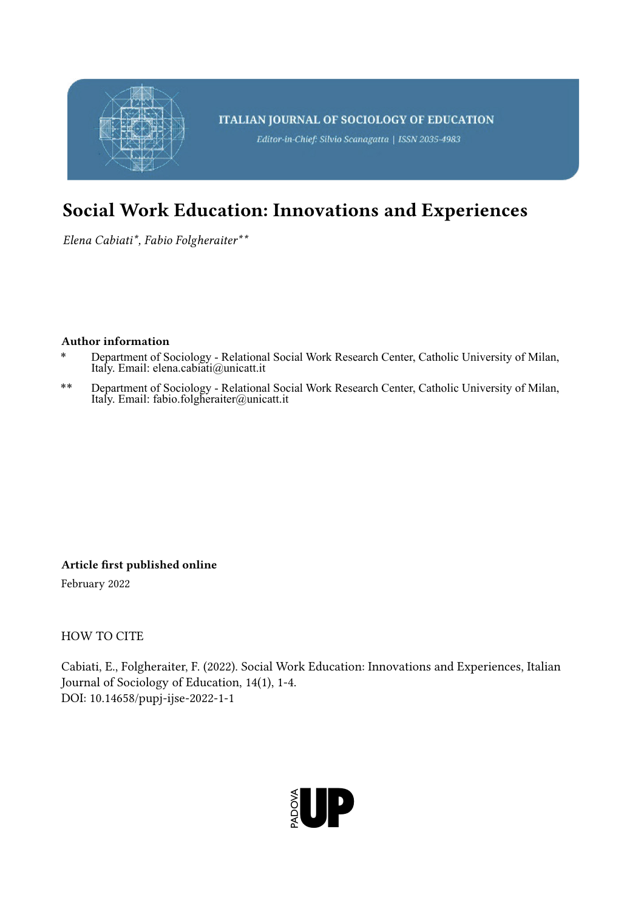ITALIAN JOURNAL OF SOCIOLOGY OF EDUCATION

*Editor-in-Chief: Silvio Scanagatta | ISSN 2035-4983*

# Social Work Education: Innovations and Experiences

*Elena Cabiati\*, Fabio Folgheraiter\*\**

**Author information**

\* Department of Sociology - Relational Social Work Research Center, Catholic University of Milan, Italy. Email: elena.cabiati@unicatt.it

\*\* Department of Sociology - Relational Social Work Research Center, Catholic University of Milan, Italy. Email: fabio.folgheraiter@unicatt.it

**Article first published online**

February 2022

HOW TO CITE

Cabiati, E., Folgheraiter, F. (2022). Social Work Education: Innovations and Experiences, Italian Journal of Sociology of Education, 14(1), 1-4.
DOI: 10.14658/pupj-ijse-2022-1-1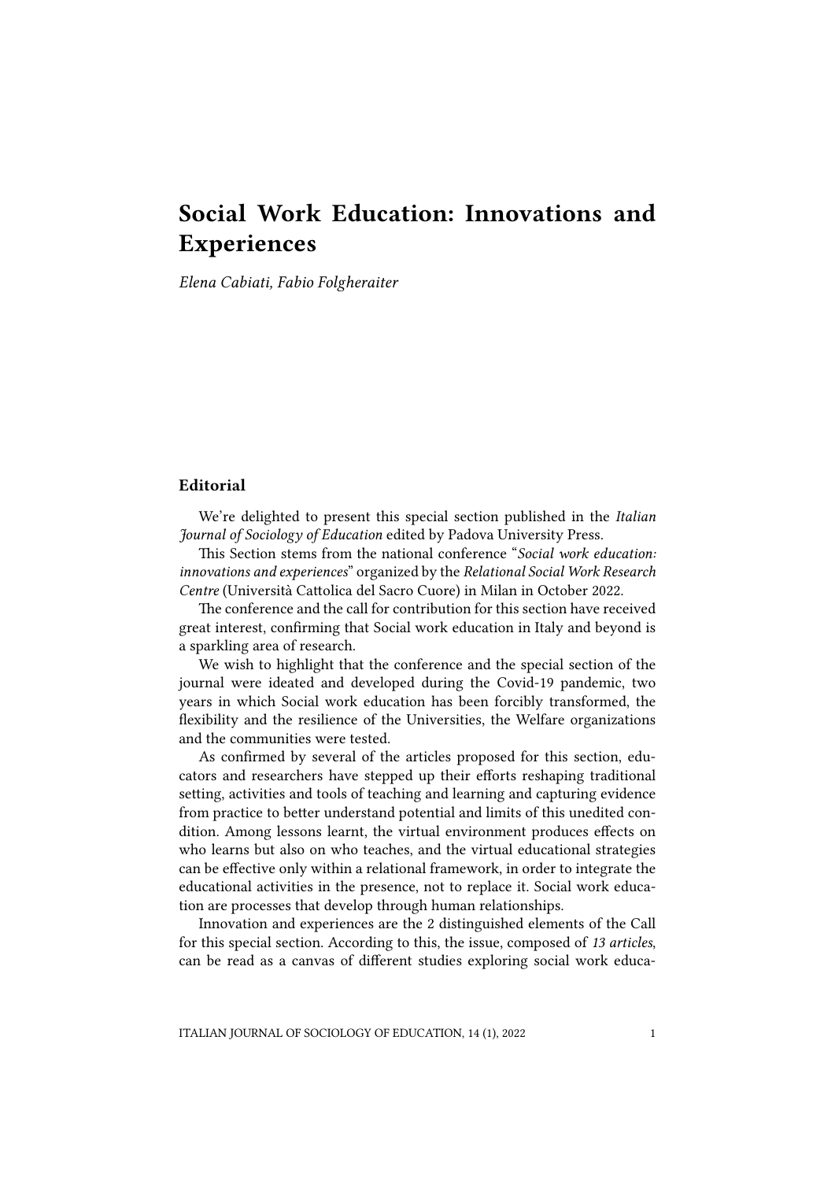# Social Work Education: Innovations and Experiences

*Elena Cabiati, Fabio Folgheraiter*

## Editorial

We're delighted to present this special section published in the *Italian Journal of Sociology of Education* edited by Padova University Press.

This Section stems from the national conference "*Social work education: innovations and experiences*" organized by the *Relational Social Work Research Centre* (Università Cattolica del Sacro Cuore) in Milan in October 2022.

The conference and the call for contribution for this section have received great interest, confirming that Social work education in Italy and beyond is a sparkling area of research.

We wish to highlight that the conference and the special section of the journal were ideated and developed during the Covid-19 pandemic, two years in which Social work education has been forcibly transformed, the flexibility and the resilience of the Universities, the Welfare organizations and the communities were tested.

As confirmed by several of the articles proposed for this section, educators and researchers have stepped up their efforts reshaping traditional setting, activities and tools of teaching and learning and capturing evidence from practice to better understand potential and limits of this unedited condition. Among lessons learnt, the virtual environment produces effects on who learns but also on who teaches, and the virtual educational strategies can be effective only within a relational framework, in order to integrate the educational activities in the presence, not to replace it. Social work education are processes that develop through human relationships.

Innovation and experiences are the 2 distinguished elements of the Call for this special section. According to this, the issue, composed of *13 articles*, can be read as a canvas of different studies exploring social work educa-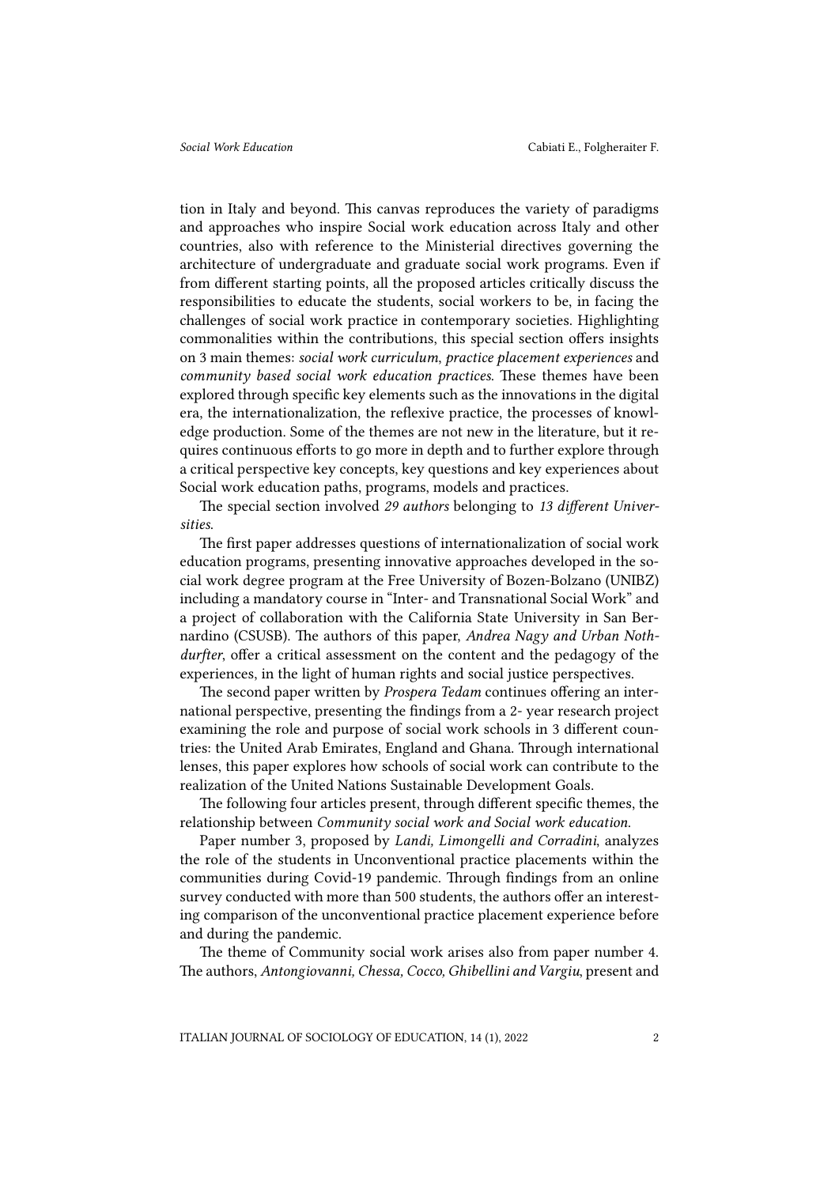tion in Italy and beyond. This canvas reproduces the variety of paradigms and approaches who inspire Social work education across Italy and other countries, also with reference to the Ministerial directives governing the architecture of undergraduate and graduate social work programs. Even if from different starting points, all the proposed articles critically discuss the responsibilities to educate the students, social workers to be, in facing the challenges of social work practice in contemporary societies. Highlighting commonalities within the contributions, this special section offers insights on 3 main themes: *social work curriculum*, *practice placement experiences* and *community based social work education practices*. These themes have been explored through specific key elements such as the innovations in the digital era, the internationalization, the reflexive practice, the processes of knowledge production. Some of the themes are not new in the literature, but it requires continuous efforts to go more in depth and to further explore through a critical perspective key concepts, key questions and key experiences about Social work education paths, programs, models and practices.

The special section involved *29 authors* belonging to *13 different Universities*.

The first paper addresses questions of internationalization of social work education programs, presenting innovative approaches developed in the social work degree program at the Free University of Bozen-Bolzano (UNIBZ) including a mandatory course in "Inter- and Transnational Social Work" and a project of collaboration with the California State University in San Bernardino (CSUSB). The authors of this paper, *Andrea Nagy and Urban Nothdurfter*, offer a critical assessment on the content and the pedagogy of the experiences, in the light of human rights and social justice perspectives.

The second paper written by *Prospera Tedam* continues offering an international perspective, presenting the findings from a 2- year research project examining the role and purpose of social work schools in 3 different countries: the United Arab Emirates, England and Ghana. Through international lenses, this paper explores how schools of social work can contribute to the realization of the United Nations Sustainable Development Goals.

The following four articles present, through different specific themes, the relationship between *Community social work and Social work education.*

Paper number 3, proposed by *Landi, Limongelli and Corradini*, analyzes the role of the students in Unconventional practice placements within the communities during Covid-19 pandemic. Through findings from an online survey conducted with more than 500 students, the authors offer an interesting comparison of the unconventional practice placement experience before and during the pandemic.

The theme of Community social work arises also from paper number 4. The authors, *Antongiovanni, Chessa, Cocco, Ghibellini and Vargiu*, present and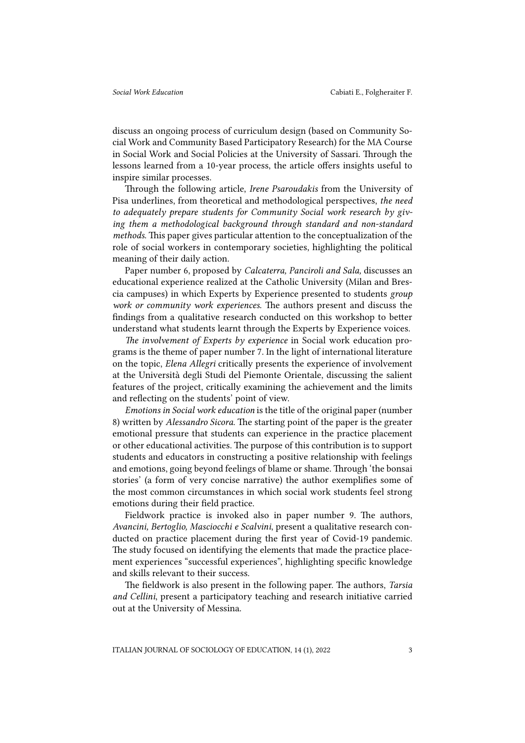discuss an ongoing process of curriculum design (based on Community Social Work and Community Based Participatory Research) for the MA Course in Social Work and Social Policies at the University of Sassari. Through the lessons learned from a 10-year process, the article offers insights useful to inspire similar processes.

Through the following article, *Irene Psaroudakis* from the University of Pisa underlines, from theoretical and methodological perspectives, *the need to adequately prepare students for Community Social work research by giving them a methodological background through standard and non-standard methods.* This paper gives particular attention to the conceptualization of the role of social workers in contemporary societies, highlighting the political meaning of their daily action.

Paper number 6, proposed by *Calcaterra, Panciroli and Sala,* discusses an educational experience realized at the Catholic University (Milan and Brescia campuses) in which Experts by Experience presented to students *group work or community work experiences.* The authors present and discuss the findings from a qualitative research conducted on this workshop to better understand what students learnt through the Experts by Experience voices.

*The involvement of Experts by experience* in Social work education programs is the theme of paper number 7. In the light of international literature on the topic, *Elena Allegri* critically presents the experience of involvement at the Università degli Studi del Piemonte Orientale, discussing the salient features of the project, critically examining the achievement and the limits and reflecting on the students' point of view.

*Emotions in Social work education* is the title of the original paper (number 8) written by *Alessandro Sicora.* The starting point of the paper is the greater emotional pressure that students can experience in the practice placement or other educational activities. The purpose of this contribution is to support students and educators in constructing a positive relationship with feelings and emotions, going beyond feelings of blame or shame. Through 'the bonsai stories' (a form of very concise narrative) the author exemplifies some of the most common circumstances in which social work students feel strong emotions during their field practice.

Fieldwork practice is invoked also in paper number 9. The authors, *Avancini, Bertoglio, Masciocchi e Scalvini*, present a qualitative research conducted on practice placement during the first year of Covid-19 pandemic. The study focused on identifying the elements that made the practice placement experiences "successful experiences", highlighting specific knowledge and skills relevant to their success.

The fieldwork is also present in the following paper. The authors, *Tarsia and Cellini*, present a participatory teaching and research initiative carried out at the University of Messina.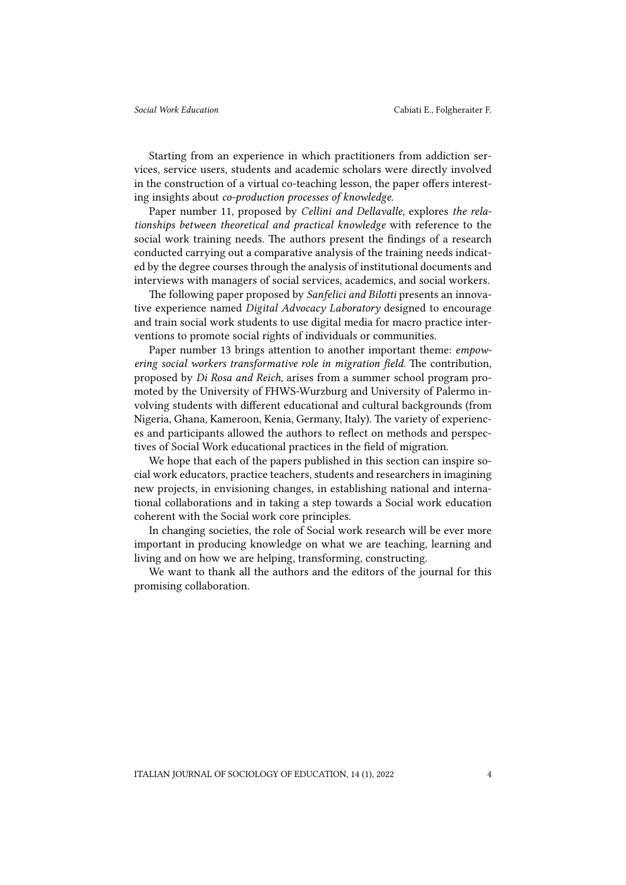Starting from an experience in which practitioners from addiction services, service users, students and academic scholars were directly involved in the construction of a virtual co-teaching lesson, the paper offers interesting insights about *co-production processes of knowledge*.

Paper number 11, proposed by *Cellini and Dellavalle*, explores *the relationships between theoretical and practical knowledge* with reference to the social work training needs. The authors present the findings of a research conducted carrying out a comparative analysis of the training needs indicated by the degree courses through the analysis of institutional documents and interviews with managers of social services, academics, and social workers.

The following paper proposed by *Sanfelici and Bilotti* presents an innovative experience named *Digital Advocacy Laboratory* designed to encourage and train social work students to use digital media for macro practice interventions to promote social rights of individuals or communities.

Paper number 13 brings attention to another important theme: *empowering social workers transformative role in migration field.* The contribution, proposed by *Di Rosa and Reich*, arises from a summer school program promoted by the University of FHWS-Wurzburg and University of Palermo involving students with different educational and cultural backgrounds (from Nigeria, Ghana, Kameroon, Kenia, Germany, Italy). The variety of experiences and participants allowed the authors to reflect on methods and perspectives of Social Work educational practices in the field of migration.

We hope that each of the papers published in this section can inspire social work educators, practice teachers, students and researchers in imagining new projects, in envisioning changes, in establishing national and international collaborations and in taking a step towards a Social work education coherent with the Social work core principles.

In changing societies, the role of Social work research will be ever more important in producing knowledge on what we are teaching, learning and living and on how we are helping, transforming, constructing.

We want to thank all the authors and the editors of the journal for this promising collaboration.